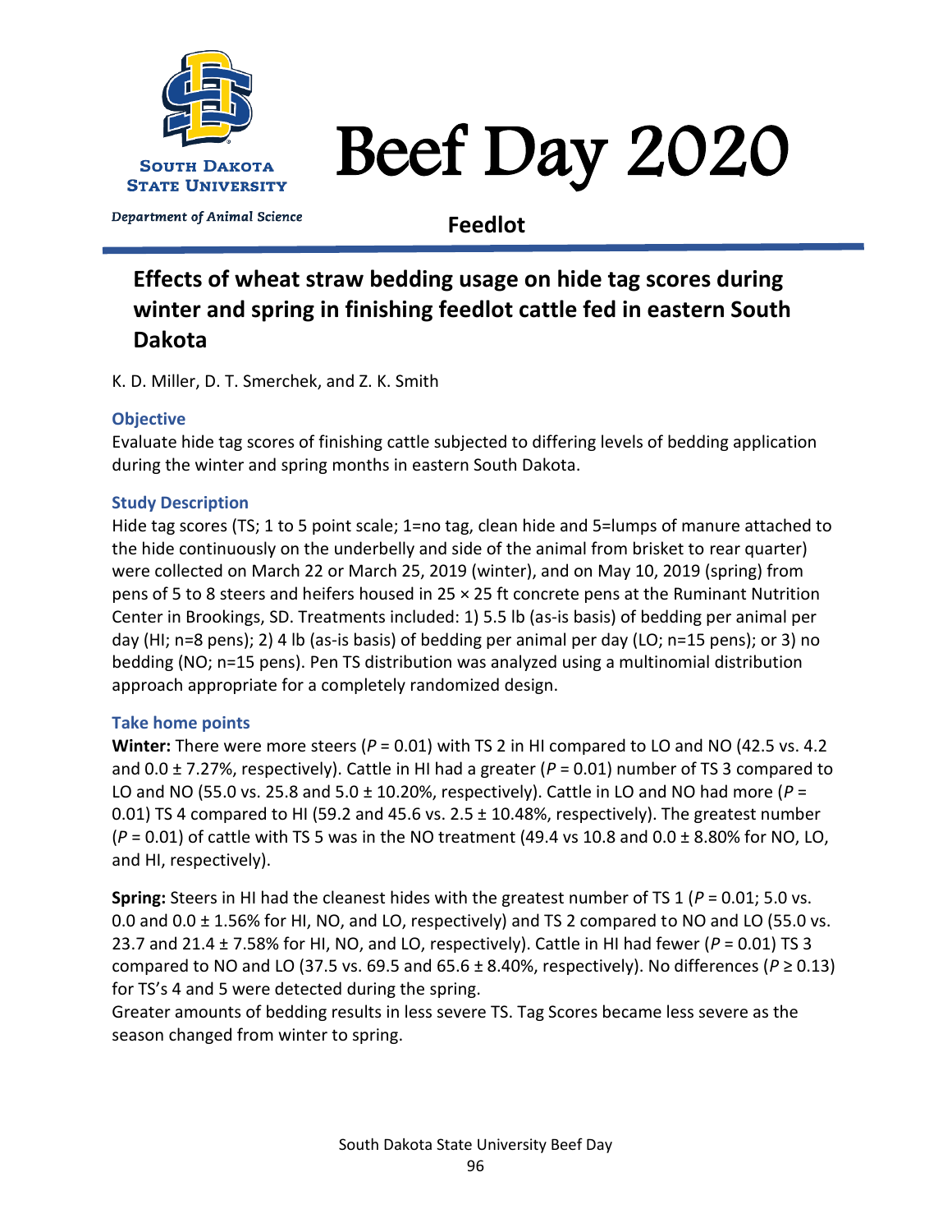# Beef Day 2020

South Dakota State University

*Department of Animal Science*

**Feedlot**

## Effects of wheat straw bedding usage on hide tag scores during winter and spring in finishing feedlot cattle fed in eastern South Dakota

K. D. Miller, D. T. Smerchek, and Z. K. Smith

### Objective

Evaluate hide tag scores of finishing cattle subjected to differing levels of bedding application during the winter and spring months in eastern South Dakota.

### Study Description

Hide tag scores (TS; 1 to 5 point scale; 1=no tag, clean hide and 5=lumps of manure attached to the hide continuously on the underbelly and side of the animal from brisket to rear quarter) were collected on March 22 or March 25, 2019 (winter), and on May 10, 2019 (spring) from pens of 5 to 8 steers and heifers housed in 25 × 25 ft concrete pens at the Ruminant Nutrition Center in Brookings, SD. Treatments included: 1) 5.5 lb (as-is basis) of bedding per animal per day (HI; n=8 pens); 2) 4 lb (as-is basis) of bedding per animal per day (LO; n=15 pens); or 3) no bedding (NO; n=15 pens). Pen TS distribution was analyzed using a multinomial distribution approach appropriate for a completely randomized design.

### Take home points

**Winter:** There were more steers ($P = 0.01$) with TS 2 in HI compared to LO and NO (42.5 vs. 4.2 and 0.0 ± 7.27%, respectively). Cattle in HI had a greater ($P = 0.01$) number of TS 3 compared to LO and NO (55.0 vs. 25.8 and 5.0 ± 10.20%, respectively). Cattle in LO and NO had more ($P = 0.01$) TS 4 compared to HI (59.2 and 45.6 vs. 2.5 ± 10.48%, respectively). The greatest number ($P = 0.01$) of cattle with TS 5 was in the NO treatment (49.4 vs 10.8 and 0.0 ± 8.80% for NO, LO, and HI, respectively).

**Spring:** Steers in HI had the cleanest hides with the greatest number of TS 1 ($P = 0.01$; 5.0 vs. 0.0 and 0.0 ± 1.56% for HI, NO, and LO, respectively) and TS 2 compared to NO and LO (55.0 vs. 23.7 and 21.4 ± 7.58% for HI, NO, and LO, respectively). Cattle in HI had fewer ($P = 0.01$) TS 3 compared to NO and LO (37.5 vs. 69.5 and 65.6 ± 8.40%, respectively). No differences ($P \geq 0.13$) for TS's 4 and 5 were detected during the spring.

Greater amounts of bedding results in less severe TS. Tag Scores became less severe as the season changed from winter to spring.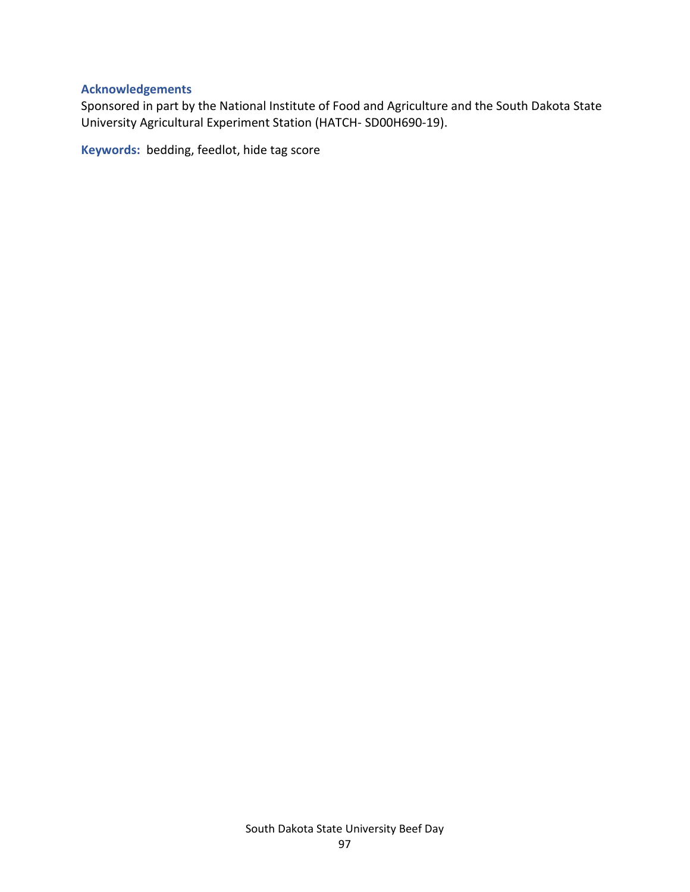### Acknowledgements

Sponsored in part by the National Institute of Food and Agriculture and the South Dakota State University Agricultural Experiment Station (HATCH- SD00H690-19).

**Keywords:** bedding, feedlot, hide tag score